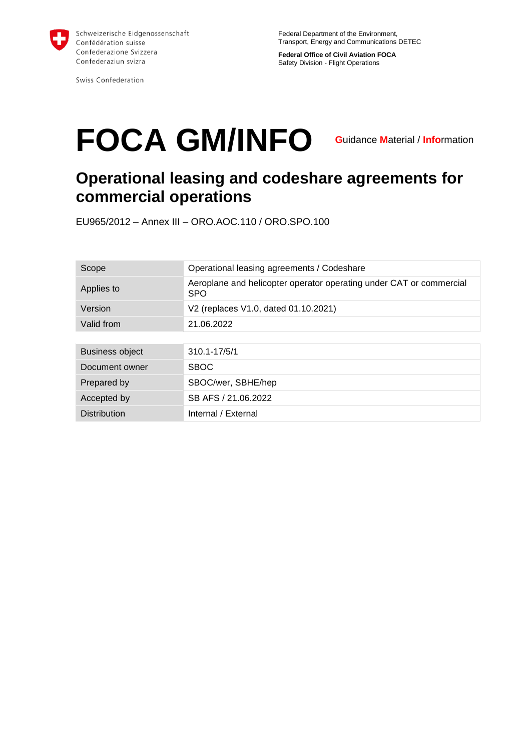Schweizerische Eidgenossenschaft
Confédération suisse
Confederazione Svizzera
Confederaziun svizra

Swiss Confederation

Federal Department of the Environment,
Transport, Energy and Communications DETEC

**Federal Office of Civil Aviation FOCA**
Safety Division - Flight Operations

# FOCA GM/INFO

Guidance Material / Information

## Operational leasing and codeshare agreements for commercial operations

EU965/2012 – Annex III – ORO.AOC.110 / ORO.SPO.100

| | |
|---|---|
| Scope | Operational leasing agreements / Codeshare |
| Applies to | Aeroplane and helicopter operator operating under CAT or commercial SPO |
| Version | V2 (replaces V1.0, dated 01.10.2021) |
| Valid from | 21.06.2022 |

| | |
|---|---|
| Business object | 310.1-17/5/1 |
| Document owner | SBOC |
| Prepared by | SBOC/wer, SBHE/hep |
| Accepted by | SB AFS / 21.06.2022 |
| Distribution | Internal / External |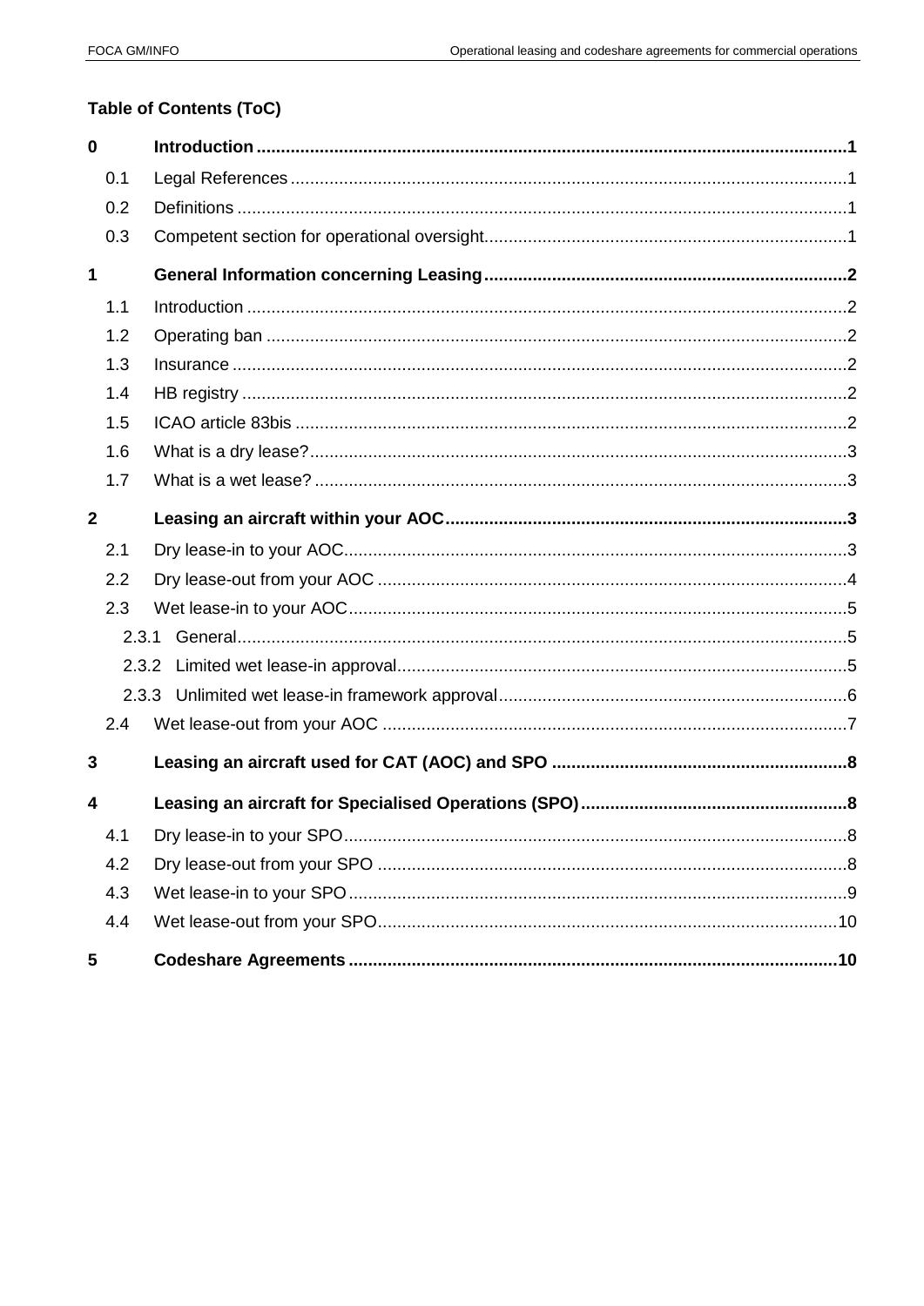**Table of Contents (ToC)**

**0 Introduction** ... **1**

- 0.1 Legal References ... 1
- 0.2 Definitions ... 1
- 0.3 Competent section for operational oversight ... 1

**1 General Information concerning Leasing** ... **2**

- 1.1 Introduction ... 2
- 1.2 Operating ban ... 2
- 1.3 Insurance ... 2
- 1.4 HB registry ... 2
- 1.5 ICAO article 83bis ... 2
- 1.6 What is a dry lease? ... 3
- 1.7 What is a wet lease? ... 3

**2 Leasing an aircraft within your AOC** ... **3**

- 2.1 Dry lease-in to your AOC ... 3
- 2.2 Dry lease-out from your AOC ... 4
- 2.3 Wet lease-in to your AOC ... 5
  - 2.3.1 General ... 5
  - 2.3.2 Limited wet lease-in approval ... 5
  - 2.3.3 Unlimited wet lease-in framework approval ... 6
- 2.4 Wet lease-out from your AOC ... 7

**3 Leasing an aircraft used for CAT (AOC) and SPO** ... **8**

**4 Leasing an aircraft for Specialised Operations (SPO)** ... **8**

- 4.1 Dry lease-in to your SPO ... 8
- 4.2 Dry lease-out from your SPO ... 8
- 4.3 Wet lease-in to your SPO ... 9
- 4.4 Wet lease-out from your SPO ... 10

**5 Codeshare Agreements** ... **10**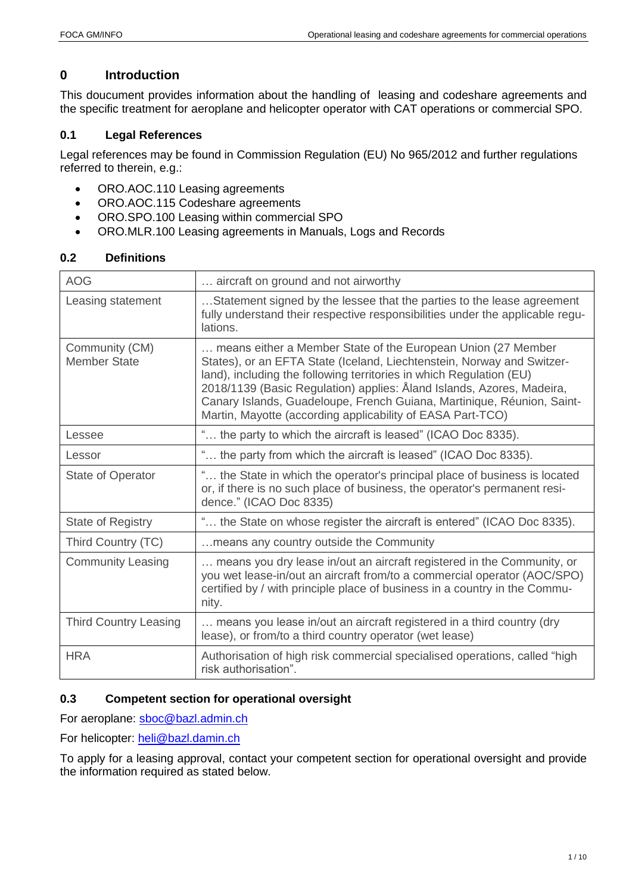# 0 Introduction

This doucument provides information about the handling of  leasing and codeshare agreements and the specific treatment for aeroplane and helicopter operator with CAT operations or commercial SPO.

## 0.1 Legal References

Legal references may be found in Commission Regulation (EU) No 965/2012 and further regulations referred to therein, e.g.:

- ORO.AOC.110 Leasing agreements
- ORO.AOC.115 Codeshare agreements
- ORO.SPO.100 Leasing within commercial SPO
- ORO.MLR.100 Leasing agreements in Manuals, Logs and Records

## 0.2 Definitions

| | |
|---|---|
| AOG | … aircraft on ground and not airworthy |
| Leasing statement | …Statement signed by the lessee that the parties to the lease agreement fully understand their respective responsibilities under the applicable regulations. |
| Community (CM) Member State | … means either a Member State of the European Union (27 Member States), or an EFTA State (Iceland, Liechtenstein, Norway and Switzerland), including the following territories in which Regulation (EU) 2018/1139 (Basic Regulation) applies: Åland Islands, Azores, Madeira, Canary Islands, Guadeloupe, French Guiana, Martinique, Réunion, Saint-Martin, Mayotte (according applicability of EASA Part-TCO) |
| Lessee | "… the party to which the aircraft is leased" (ICAO Doc 8335). |
| Lessor | "… the party from which the aircraft is leased" (ICAO Doc 8335). |
| State of Operator | "… the State in which the operator's principal place of business is located or, if there is no such place of business, the operator's permanent residence." (ICAO Doc 8335) |
| State of Registry | "… the State on whose register the aircraft is entered" (ICAO Doc 8335). |
| Third Country (TC) | …means any country outside the Community |
| Community Leasing | … means you dry lease in/out an aircraft registered in the Community, or you wet lease-in/out an aircraft from/to a commercial operator (AOC/SPO) certified by / with principle place of business in a country in the Community. |
| Third Country Leasing | … means you lease in/out an aircraft registered in a third country (dry lease), or from/to a third country operator (wet lease) |
| HRA | Authorisation of high risk commercial specialised operations, called "high risk authorisation". |

## 0.3 Competent section for operational oversight

For aeroplane: sboc@bazl.admin.ch

For helicopter: heli@bazl.damin.ch

To apply for a leasing approval, contact your competent section for operational oversight and provide the information required as stated below.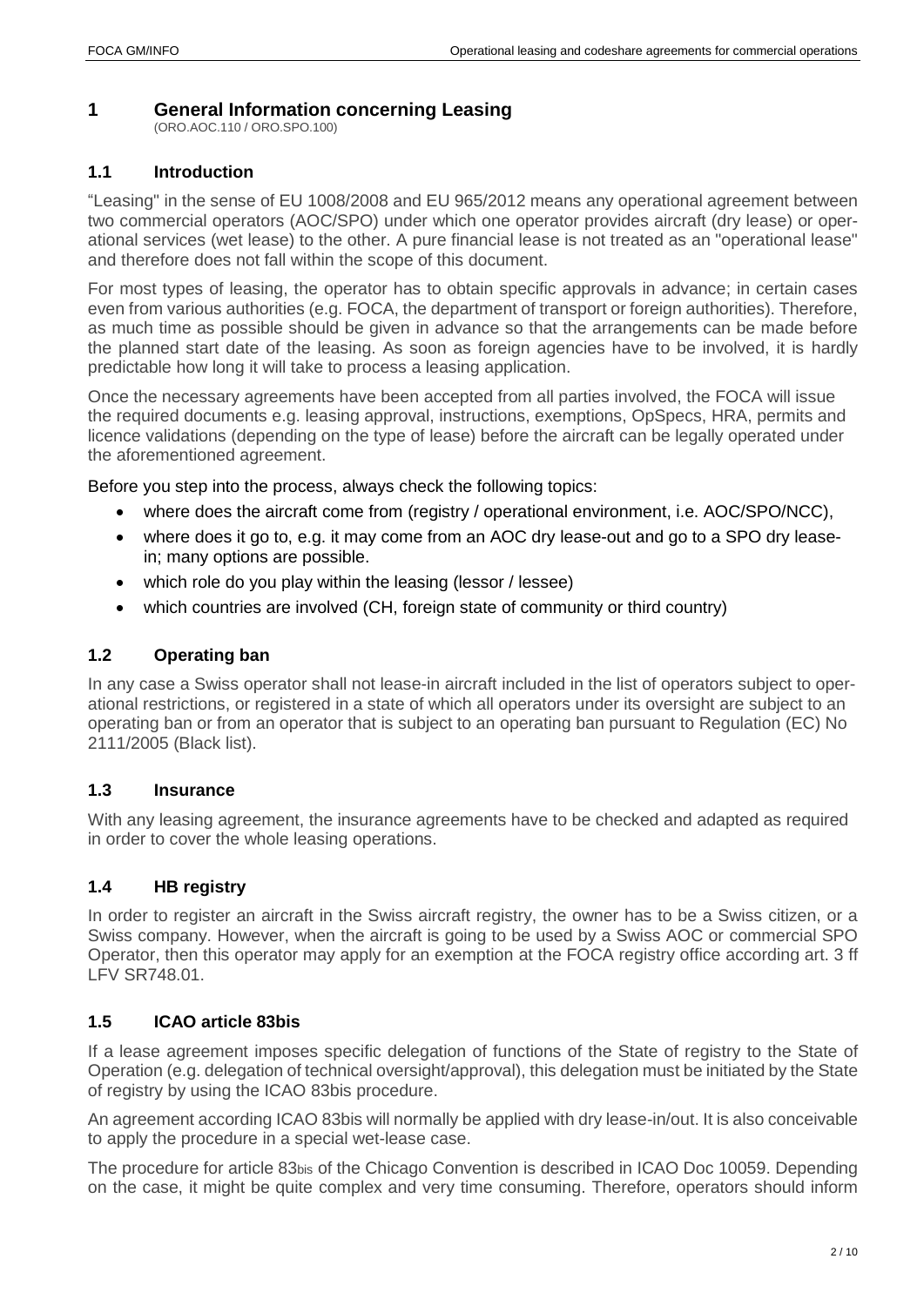# 1 General Information concerning Leasing

(ORO.AOC.110 / ORO.SPO.100)

## 1.1 Introduction

"Leasing" in the sense of EU 1008/2008 and EU 965/2012 means any operational agreement between two commercial operators (AOC/SPO) under which one operator provides aircraft (dry lease) or operational services (wet lease) to the other. A pure financial lease is not treated as an "operational lease" and therefore does not fall within the scope of this document.

For most types of leasing, the operator has to obtain specific approvals in advance; in certain cases even from various authorities (e.g. FOCA, the department of transport or foreign authorities). Therefore, as much time as possible should be given in advance so that the arrangements can be made before the planned start date of the leasing. As soon as foreign agencies have to be involved, it is hardly predictable how long it will take to process a leasing application.

Once the necessary agreements have been accepted from all parties involved, the FOCA will issue the required documents e.g. leasing approval, instructions, exemptions, OpSpecs, HRA, permits and licence validations (depending on the type of lease) before the aircraft can be legally operated under the aforementioned agreement.

Before you step into the process, always check the following topics:

- where does the aircraft come from (registry / operational environment, i.e. AOC/SPO/NCC),
- where does it go to, e.g. it may come from an AOC dry lease-out and go to a SPO dry lease-in; many options are possible.
- which role do you play within the leasing (lessor / lessee)
- which countries are involved (CH, foreign state of community or third country)

## 1.2 Operating ban

In any case a Swiss operator shall not lease-in aircraft included in the list of operators subject to operational restrictions, or registered in a state of which all operators under its oversight are subject to an operating ban or from an operator that is subject to an operating ban pursuant to Regulation (EC) No 2111/2005 (Black list).

## 1.3 Insurance

With any leasing agreement, the insurance agreements have to be checked and adapted as required in order to cover the whole leasing operations.

## 1.4 HB registry

In order to register an aircraft in the Swiss aircraft registry, the owner has to be a Swiss citizen, or a Swiss company. However, when the aircraft is going to be used by a Swiss AOC or commercial SPO Operator, then this operator may apply for an exemption at the FOCA registry office according art. 3 ff LFV SR748.01.

## 1.5 ICAO article 83bis

If a lease agreement imposes specific delegation of functions of the State of registry to the State of Operation (e.g. delegation of technical oversight/approval), this delegation must be initiated by the State of registry by using the ICAO 83bis procedure.

An agreement according ICAO 83bis will normally be applied with dry lease-in/out. It is also conceivable to apply the procedure in a special wet-lease case.

The procedure for article 83bis of the Chicago Convention is described in ICAO Doc 10059. Depending on the case, it might be quite complex and very time consuming. Therefore, operators should inform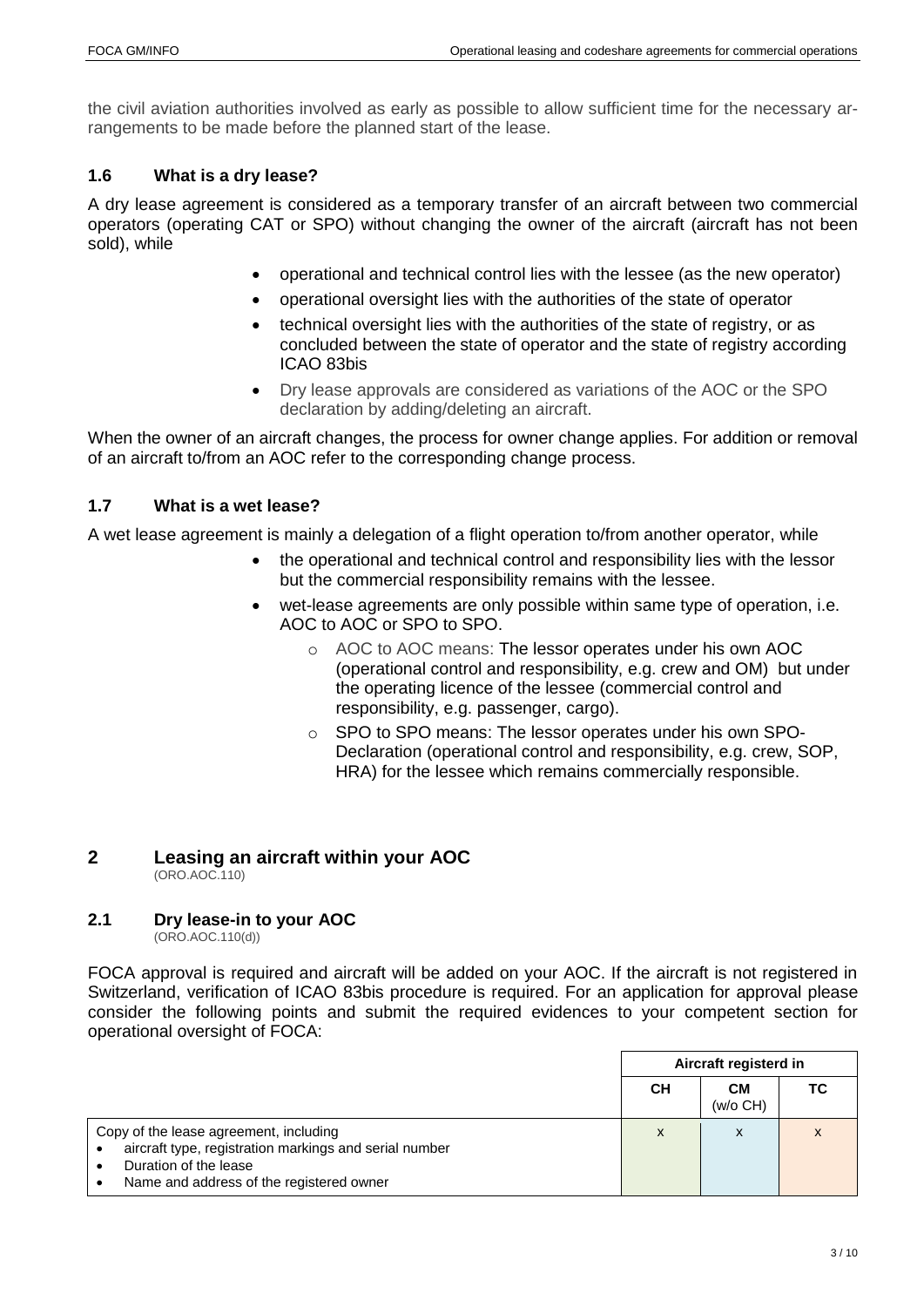the civil aviation authorities involved as early as possible to allow sufficient time for the necessary arrangements to be made before the planned start of the lease.

### 1.6 What is a dry lease?

A dry lease agreement is considered as a temporary transfer of an aircraft between two commercial operators (operating CAT or SPO) without changing the owner of the aircraft (aircraft has not been sold), while

- operational and technical control lies with the lessee (as the new operator)
- operational oversight lies with the authorities of the state of operator
- technical oversight lies with the authorities of the state of registry, or as concluded between the state of operator and the state of registry according ICAO 83bis
- Dry lease approvals are considered as variations of the AOC or the SPO declaration by adding/deleting an aircraft.

When the owner of an aircraft changes, the process for owner change applies. For addition or removal of an aircraft to/from an AOC refer to the corresponding change process.

### 1.7 What is a wet lease?

A wet lease agreement is mainly a delegation of a flight operation to/from another operator, while

- the operational and technical control and responsibility lies with the lessor but the commercial responsibility remains with the lessee.
- wet-lease agreements are only possible within same type of operation, i.e. AOC to AOC or SPO to SPO.
  - AOC to AOC means: The lessor operates under his own AOC (operational control and responsibility, e.g. crew and OM) but under the operating licence of the lessee (commercial control and responsibility, e.g. passenger, cargo).
  - SPO to SPO means: The lessor operates under his own SPO-Declaration (operational control and responsibility, e.g. crew, SOP, HRA) for the lessee which remains commercially responsible.

## 2 Leasing an aircraft within your AOC

(ORO.AOC.110)

### 2.1 Dry lease-in to your AOC

(ORO.AOC.110(d))

FOCA approval is required and aircraft will be added on your AOC. If the aircraft is not registered in Switzerland, verification of ICAO 83bis procedure is required. For an application for approval please consider the following points and submit the required evidences to your competent section for operational oversight of FOCA:

| | Aircraft registerd in | | |
|---|---|---|---|
| | CH | CM (w/o CH) | TC |
| Copy of the lease agreement, including<br>• aircraft type, registration markings and serial number<br>• Duration of the lease<br>• Name and address of the registered owner | x | x | x |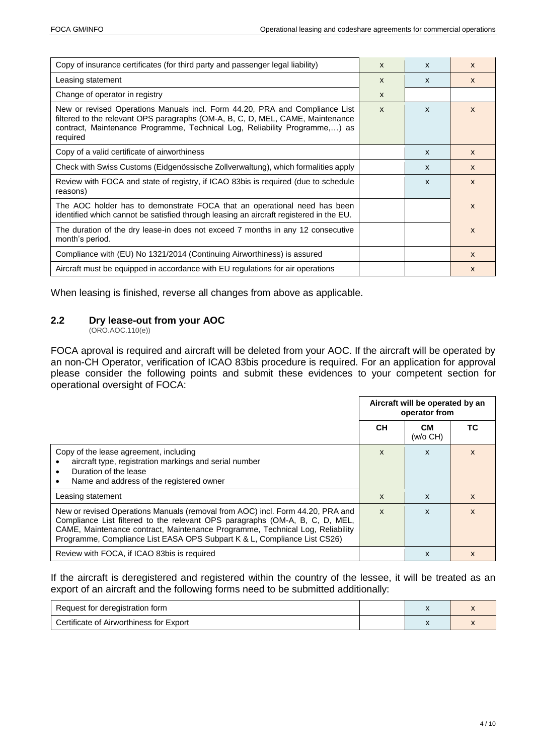| | | | |
|---|---|---|---|
| Copy of insurance certificates (for third party and passenger legal liability) | x | x | x |
| Leasing statement | x | x | x |
| Change of operator in registry | x | | |
| New or revised Operations Manuals incl. Form 44.20, PRA and Compliance List filtered to the relevant OPS paragraphs (OM-A, B, C, D, MEL, CAME, Maintenance contract, Maintenance Programme, Technical Log, Reliability Programme,…) as required | x | x | x |
| Copy of a valid certificate of airworthiness | | x | x |
| Check with Swiss Customs (Eidgenössische Zollverwaltung), which formalities apply | | x | x |
| Review with FOCA and state of registry, if ICAO 83bis is required (due to schedule reasons) | | x | x |
| The AOC holder has to demonstrate FOCA that an operational need has been identified which cannot be satisfied through leasing an aircraft registered in the EU. | | | x |
| The duration of the dry lease-in does not exceed 7 months in any 12 consecutive month's period. | | | x |
| Compliance with (EU) No 1321/2014 (Continuing Airworthiness) is assured | | | x |
| Aircraft must be equipped in accordance with EU regulations for air operations | | | x |

When leasing is finished, reverse all changes from above as applicable.

## 2.2 Dry lease-out from your AOC

(ORO.AOC.110(e))

FOCA aproval is required and aircraft will be deleted from your AOC. If the aircraft will be operated by an non-CH Operator, verification of ICAO 83bis procedure is required. For an application for approval please consider the following points and submit these evidences to your competent section for operational oversight of FOCA:

| | Aircraft will be operated by an operator from | | |
|---|---|---|---|
| | **CH** | **CM** (w/o CH) | **TC** |
| Copy of the lease agreement, including<br>• aircraft type, registration markings and serial number<br>• Duration of the lease<br>• Name and address of the registered owner | x | x | x |
| Leasing statement | x | x | x |
| New or revised Operations Manuals (removal from AOC) incl. Form 44.20, PRA and Compliance List filtered to the relevant OPS paragraphs (OM-A, B, C, D, MEL, CAME, Maintenance contract, Maintenance Programme, Technical Log, Reliability Programme, Compliance List EASA OPS Subpart K & L, Compliance List CS26) | x | x | x |
| Review with FOCA, if ICAO 83bis is required | | x | x |

If the aircraft is deregistered and registered within the country of the lessee, it will be treated as an export of an aircraft and the following forms need to be submitted additionally:

| | | | |
|---|---|---|---|
| Request for deregistration form | | x | x |
| Certificate of Airworthiness for Export | | x | x |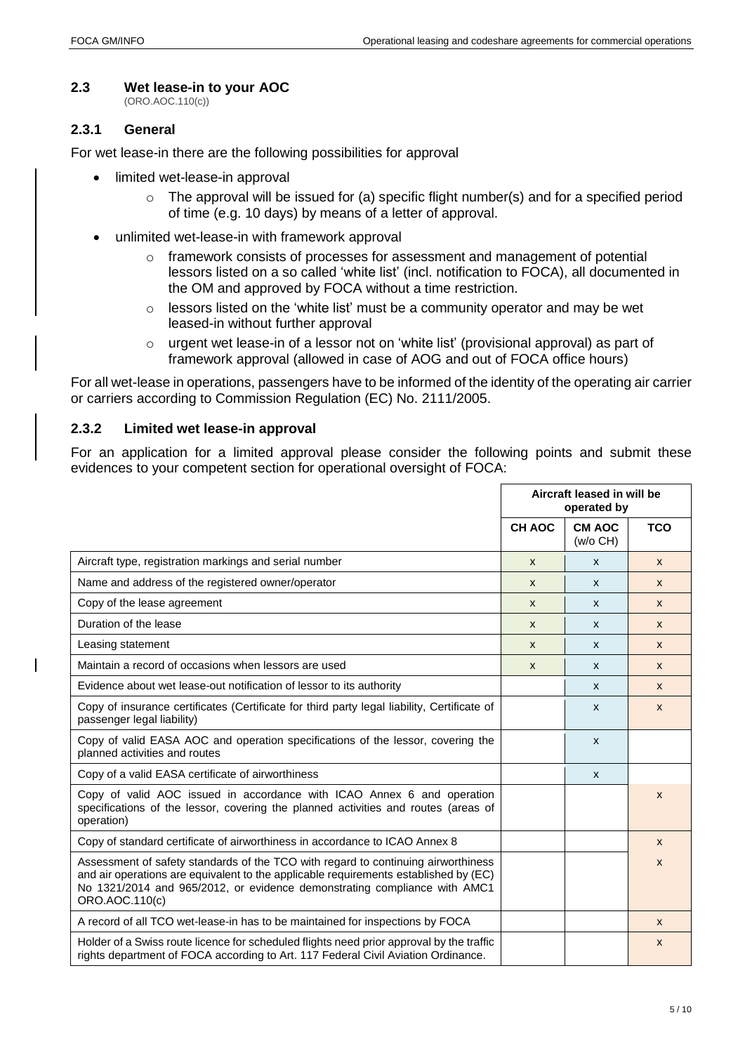## 2.3 Wet lease-in to your AOC

(ORO.AOC.110(c))

### 2.3.1 General

For wet lease-in there are the following possibilities for approval

- limited wet-lease-in approval
  - The approval will be issued for (a) specific flight number(s) and for a specified period of time (e.g. 10 days) by means of a letter of approval.
- unlimited wet-lease-in with framework approval
  - framework consists of processes for assessment and management of potential lessors listed on a so called 'white list' (incl. notification to FOCA), all documented in the OM and approved by FOCA without a time restriction.
  - lessors listed on the 'white list' must be a community operator and may be wet leased-in without further approval
  - urgent wet lease-in of a lessor not on 'white list' (provisional approval) as part of framework approval (allowed in case of AOG and out of FOCA office hours)

For all wet-lease in operations, passengers have to be informed of the identity of the operating air carrier or carriers according to Commission Regulation (EC) No. 2111/2005.

### 2.3.2 Limited wet lease-in approval

For an application for a limited approval please consider the following points and submit these evidences to your competent section for operational oversight of FOCA:

| | Aircraft leased in will be operated by | | |
|---|---|---|---|
| | **CH AOC** | **CM AOC** (w/o CH) | **TCO** |
| Aircraft type, registration markings and serial number | x | x | x |
| Name and address of the registered owner/operator | x | x | x |
| Copy of the lease agreement | x | x | x |
| Duration of the lease | x | x | x |
| Leasing statement | x | x | x |
| Maintain a record of occasions when lessors are used | x | x | x |
| Evidence about wet lease-out notification of lessor to its authority | | x | x |
| Copy of insurance certificates (Certificate for third party legal liability, Certificate of passenger legal liability) | | x | x |
| Copy of valid EASA AOC and operation specifications of the lessor, covering the planned activities and routes | | x | |
| Copy of a valid EASA certificate of airworthiness | | x | |
| Copy of valid AOC issued in accordance with ICAO Annex 6 and operation specifications of the lessor, covering the planned activities and routes (areas of operation) | | | x |
| Copy of standard certificate of airworthiness in accordance to ICAO Annex 8 | | | x |
| Assessment of safety standards of the TCO with regard to continuing airworthiness and air operations are equivalent to the applicable requirements established by (EC) No 1321/2014 and 965/2012, or evidence demonstrating compliance with AMC1 ORO.AOC.110(c) | | | x |
| A record of all TCO wet-lease-in has to be maintained for inspections by FOCA | | | x |
| Holder of a Swiss route licence for scheduled flights need prior approval by the traffic rights department of FOCA according to Art. 117 Federal Civil Aviation Ordinance. | | | x |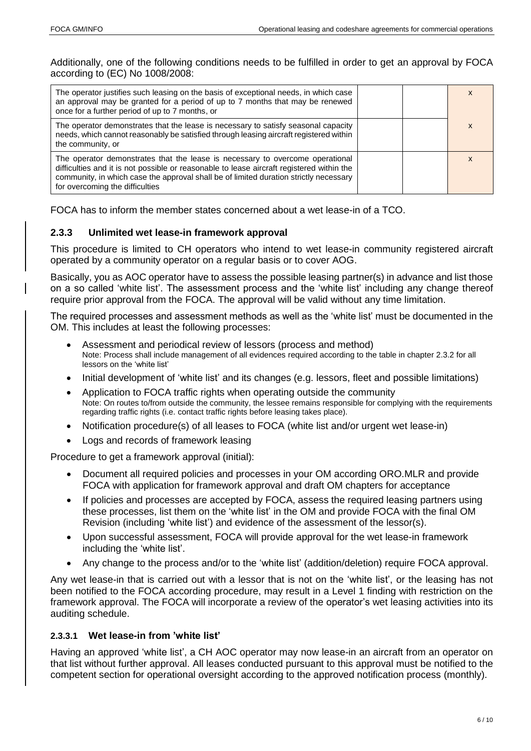Additionally, one of the following conditions needs to be fulfilled in order to get an approval by FOCA according to (EC) No 1008/2008:

| | | | |
|---|---|---|---|
| The operator justifies such leasing on the basis of exceptional needs, in which case an approval may be granted for a period of up to 7 months that may be renewed once for a further period of up to 7 months, or | | | x |
| The operator demonstrates that the lease is necessary to satisfy seasonal capacity needs, which cannot reasonably be satisfied through leasing aircraft registered within the community, or | | | x |
| The operator demonstrates that the lease is necessary to overcome operational difficulties and it is not possible or reasonable to lease aircraft registered within the community, in which case the approval shall be of limited duration strictly necessary for overcoming the difficulties | | | x |

FOCA has to inform the member states concerned about a wet lease-in of a TCO.

### 2.3.3 Unlimited wet lease-in framework approval

This procedure is limited to CH operators who intend to wet lease-in community registered aircraft operated by a community operator on a regular basis or to cover AOG.

Basically, you as AOC operator have to assess the possible leasing partner(s) in advance and list those on a so called 'white list'. The assessment process and the 'white list' including any change thereof require prior approval from the FOCA. The approval will be valid without any time limitation.

The required processes and assessment methods as well as the 'white list' must be documented in the OM. This includes at least the following processes:

- Assessment and periodical review of lessors (process and method)
  Note: Process shall include management of all evidences required according to the table in chapter 2.3.2 for all lessors on the 'white list'
- Initial development of 'white list' and its changes (e.g. lessors, fleet and possible limitations)
- Application to FOCA traffic rights when operating outside the community
  Note: On routes to/from outside the community, the lessee remains responsible for complying with the requirements regarding traffic rights (i.e. contact traffic rights before leasing takes place).
- Notification procedure(s) of all leases to FOCA (white list and/or urgent wet lease-in)
- Logs and records of framework leasing

Procedure to get a framework approval (initial):

- Document all required policies and processes in your OM according ORO.MLR and provide FOCA with application for framework approval and draft OM chapters for acceptance
- If policies and processes are accepted by FOCA, assess the required leasing partners using these processes, list them on the 'white list' in the OM and provide FOCA with the final OM Revision (including 'white list') and evidence of the assessment of the lessor(s).
- Upon successful assessment, FOCA will provide approval for the wet lease-in framework including the 'white list'.
- Any change to the process and/or to the 'white list' (addition/deletion) require FOCA approval.

Any wet lease-in that is carried out with a lessor that is not on the 'white list', or the leasing has not been notified to the FOCA according procedure, may result in a Level 1 finding with restriction on the framework approval. The FOCA will incorporate a review of the operator's wet leasing activities into its auditing schedule.

#### 2.3.3.1 Wet lease-in from 'white list'

Having an approved 'white list', a CH AOC operator may now lease-in an aircraft from an operator on that list without further approval. All leases conducted pursuant to this approval must be notified to the competent section for operational oversight according to the approved notification process (monthly).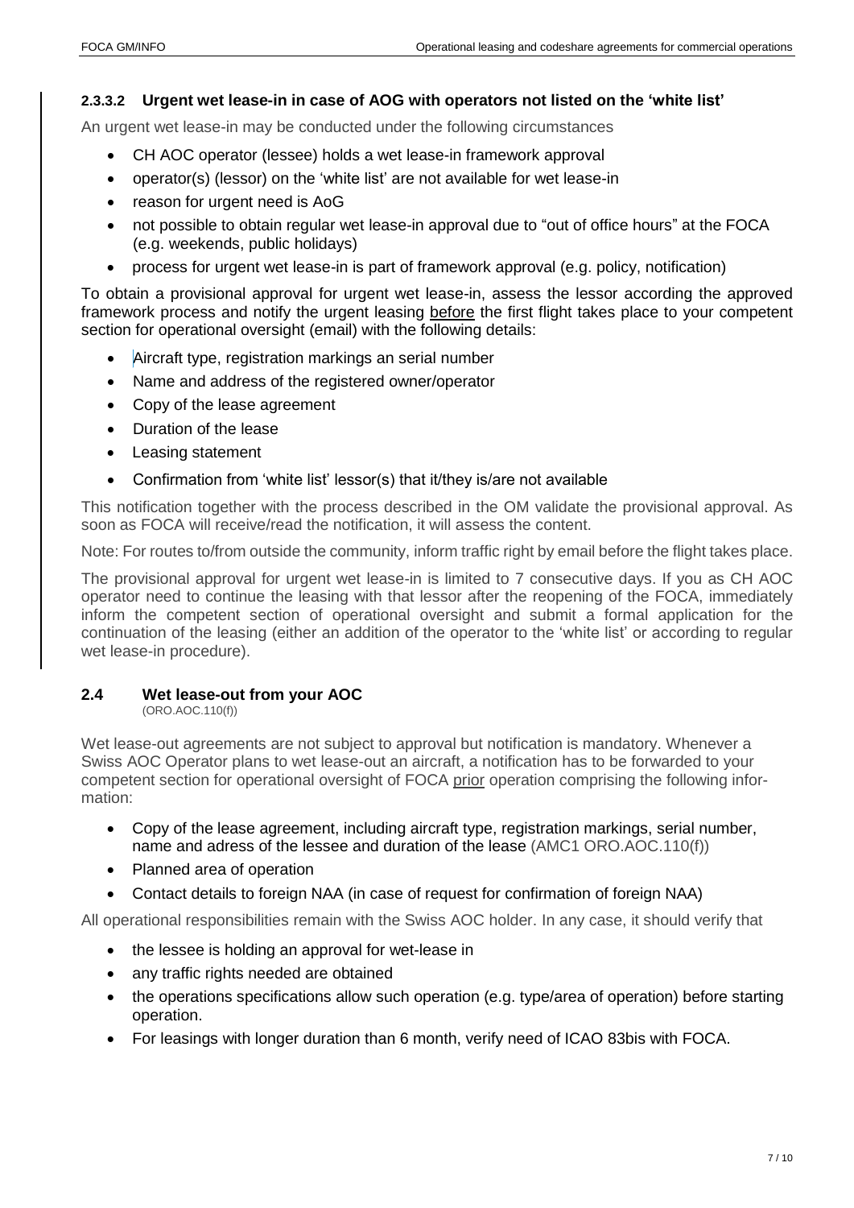#### 2.3.3.2 Urgent wet lease-in in case of AOG with operators not listed on the 'white list'

An urgent wet lease-in may be conducted under the following circumstances

- CH AOC operator (lessee) holds a wet lease-in framework approval
- operator(s) (lessor) on the 'white list' are not available for wet lease-in
- reason for urgent need is AoG
- not possible to obtain regular wet lease-in approval due to "out of office hours" at the FOCA (e.g. weekends, public holidays)
- process for urgent wet lease-in is part of framework approval (e.g. policy, notification)

To obtain a provisional approval for urgent wet lease-in, assess the lessor according the approved framework process and notify the urgent leasing before the first flight takes place to your competent section for operational oversight (email) with the following details:

- Aircraft type, registration markings an serial number
- Name and address of the registered owner/operator
- Copy of the lease agreement
- Duration of the lease
- Leasing statement
- Confirmation from 'white list' lessor(s) that it/they is/are not available

This notification together with the process described in the OM validate the provisional approval. As soon as FOCA will receive/read the notification, it will assess the content.

Note: For routes to/from outside the community, inform traffic right by email before the flight takes place.

The provisional approval for urgent wet lease-in is limited to 7 consecutive days. If you as CH AOC operator need to continue the leasing with that lessor after the reopening of the FOCA, immediately inform the competent section of operational oversight and submit a formal application for the continuation of the leasing (either an addition of the operator to the 'white list' or according to regular wet lease-in procedure).

## 2.4 Wet lease-out from your AOC

(ORO.AOC.110(f))

Wet lease-out agreements are not subject to approval but notification is mandatory. Whenever a Swiss AOC Operator plans to wet lease-out an aircraft, a notification has to be forwarded to your competent section for operational oversight of FOCA prior operation comprising the following information:

- Copy of the lease agreement, including aircraft type, registration markings, serial number, name and adress of the lessee and duration of the lease (AMC1 ORO.AOC.110(f))
- Planned area of operation
- Contact details to foreign NAA (in case of request for confirmation of foreign NAA)

All operational responsibilities remain with the Swiss AOC holder. In any case, it should verify that

- the lessee is holding an approval for wet-lease in
- any traffic rights needed are obtained
- the operations specifications allow such operation (e.g. type/area of operation) before starting operation.
- For leasings with longer duration than 6 month, verify need of ICAO 83bis with FOCA.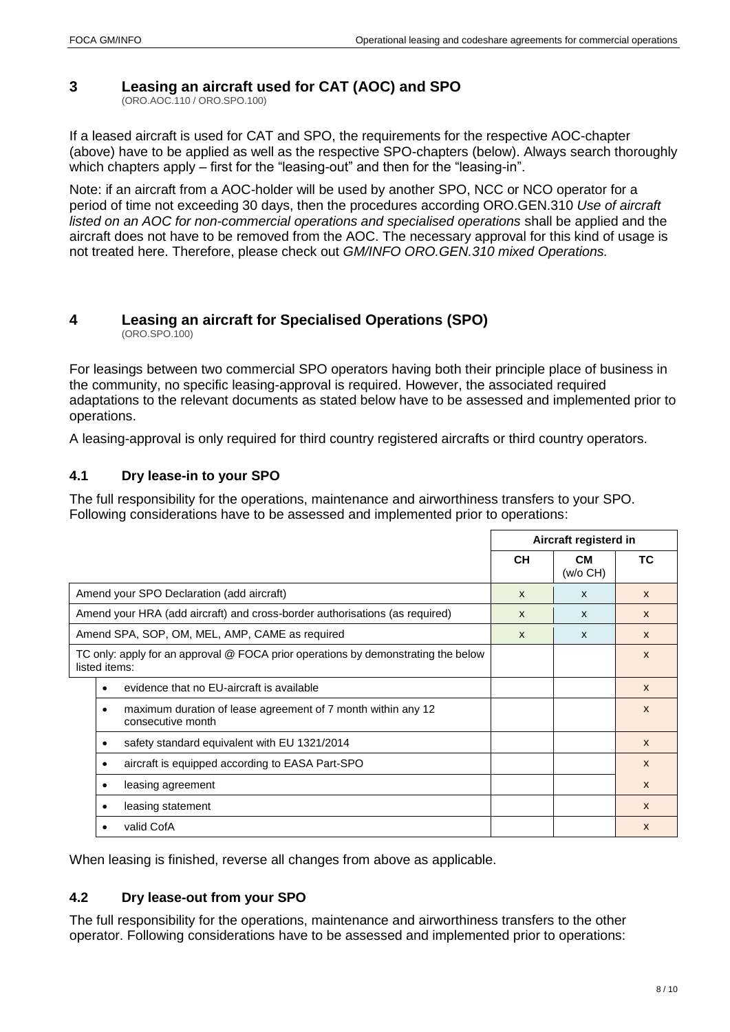## 3 Leasing an aircraft used for CAT (AOC) and SPO

(ORO.AOC.110 / ORO.SPO.100)

If a leased aircraft is used for CAT and SPO, the requirements for the respective AOC-chapter (above) have to be applied as well as the respective SPO-chapters (below). Always search thoroughly which chapters apply – first for the “leasing-out” and then for the “leasing-in”.

Note: if an aircraft from a AOC-holder will be used by another SPO, NCC or NCO operator for a period of time not exceeding 30 days, then the procedures according ORO.GEN.310 *Use of aircraft listed on an AOC for non-commercial operations and specialised operations* shall be applied and the aircraft does not have to be removed from the AOC. The necessary approval for this kind of usage is not treated here. Therefore, please check out *GM/INFO ORO.GEN.310 mixed Operations.*

## 4 Leasing an aircraft for Specialised Operations (SPO)

(ORO.SPO.100)

For leasings between two commercial SPO operators having both their principle place of business in the community, no specific leasing-approval is required. However, the associated required adaptations to the relevant documents as stated below have to be assessed and implemented prior to operations.

A leasing-approval is only required for third country registered aircrafts or third country operators.

### 4.1 Dry lease-in to your SPO

The full responsibility for the operations, maintenance and airworthiness transfers to your SPO. Following considerations have to be assessed and implemented prior to operations:

| | Aircraft registerd in | | |
|---|---|---|---|
| | **CH** | **CM** (w/o CH) | **TC** |
| Amend your SPO Declaration (add aircraft) | x | x | x |
| Amend your HRA (add aircraft) and cross-border authorisations (as required) | x | x | x |
| Amend SPA, SOP, OM, MEL, AMP, CAME as required | x | x | x |
| TC only: apply for an approval @ FOCA prior operations by demonstrating the below listed items: | | | x |
| • evidence that no EU-aircraft is available | | | x |
| • maximum duration of lease agreement of 7 month within any 12 consecutive month | | | x |
| • safety standard equivalent with EU 1321/2014 | | | x |
| • aircraft is equipped according to EASA Part-SPO | | | x |
| • leasing agreement | | | x |
| • leasing statement | | | x |
| • valid CofA | | | x |

When leasing is finished, reverse all changes from above as applicable.

### 4.2 Dry lease-out from your SPO

The full responsibility for the operations, maintenance and airworthiness transfers to the other operator. Following considerations have to be assessed and implemented prior to operations: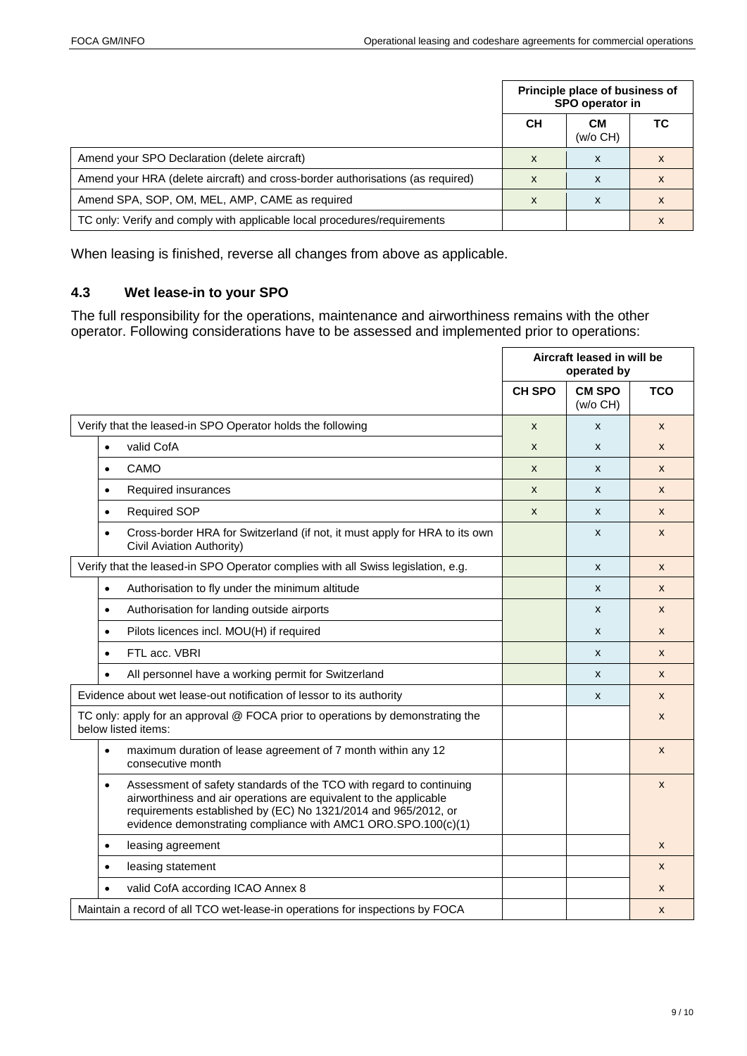| | Principle place of business of SPO operator in | | |
|---|---|---|---|
| | CH | CM (w/o CH) | TC |
| Amend your SPO Declaration (delete aircraft) | x | x | x |
| Amend your HRA (delete aircraft) and cross-border authorisations (as required) | x | x | x |
| Amend SPA, SOP, OM, MEL, AMP, CAME as required | x | x | x |
| TC only: Verify and comply with applicable local procedures/requirements | | | x |

When leasing is finished, reverse all changes from above as applicable.

### 4.3 Wet lease-in to your SPO

The full responsibility for the operations, maintenance and airworthiness remains with the other operator. Following considerations have to be assessed and implemented prior to operations:

| | Aircraft leased in will be operated by | | |
|---|---|---|---|
| | CH SPO | CM SPO (w/o CH) | TCO |
| Verify that the leased-in SPO Operator holds the following | x | x | x |
| • valid CofA | x | x | x |
| • CAMO | x | x | x |
| • Required insurances | x | x | x |
| • Required SOP | x | x | x |
| • Cross-border HRA for Switzerland (if not, it must apply for HRA to its own Civil Aviation Authority) | | x | x |
| Verify that the leased-in SPO Operator complies with all Swiss legislation, e.g. | | x | x |
| • Authorisation to fly under the minimum altitude | | x | x |
| • Authorisation for landing outside airports | | x | x |
| • Pilots licences incl. MOU(H) if required | | x | x |
| • FTL acc. VBRI | | x | x |
| • All personnel have a working permit for Switzerland | | x | x |
| Evidence about wet lease-out notification of lessor to its authority | | x | x |
| TC only: apply for an approval @ FOCA prior to operations by demonstrating the below listed items: | | | x |
| • maximum duration of lease agreement of 7 month within any 12 consecutive month | | | x |
| • Assessment of safety standards of the TCO with regard to continuing airworthiness and air operations are equivalent to the applicable requirements established by (EC) No 1321/2014 and 965/2012, or evidence demonstrating compliance with AMC1 ORO.SPO.100(c)(1) | | | x |
| • leasing agreement | | | x |
| • leasing statement | | | x |
| • valid CofA according ICAO Annex 8 | | | x |
| Maintain a record of all TCO wet-lease-in operations for inspections by FOCA | | | x |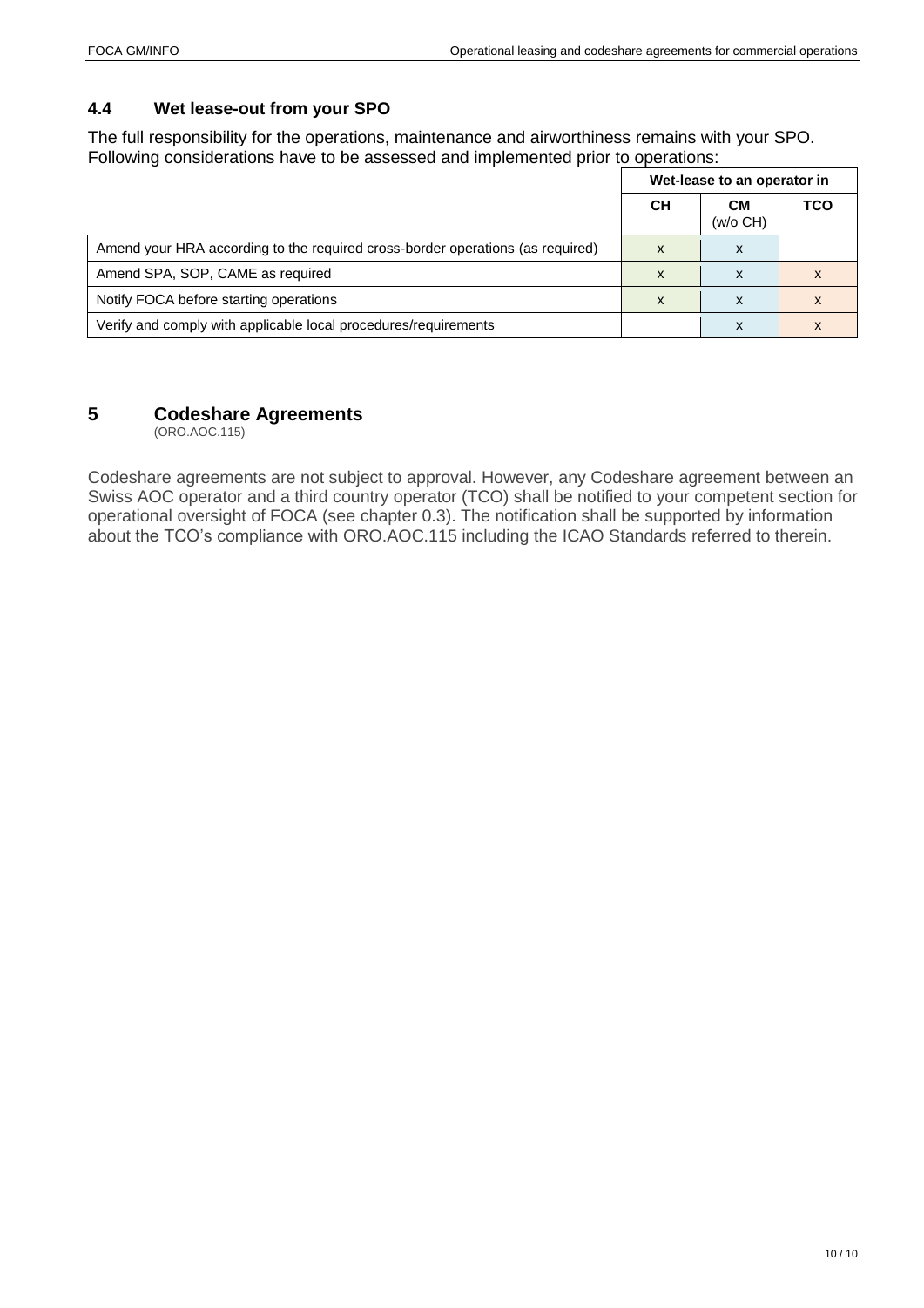## 4.4 Wet lease-out from your SPO

The full responsibility for the operations, maintenance and airworthiness remains with your SPO. Following considerations have to be assessed and implemented prior to operations:

| | Wet-lease to an operator in | | |
|---|---|---|---|
| | **CH** | **CM** (w/o CH) | **TCO** |
| Amend your HRA according to the required cross-border operations (as required) | x | x | |
| Amend SPA, SOP, CAME as required | x | x | x |
| Notify FOCA before starting operations | x | x | x |
| Verify and comply with applicable local procedures/requirements | | x | x |

# 5 Codeshare Agreements

(ORO.AOC.115)

Codeshare agreements are not subject to approval. However, any Codeshare agreement between an Swiss AOC operator and a third country operator (TCO) shall be notified to your competent section for operational oversight of FOCA (see chapter 0.3). The notification shall be supported by information about the TCO's compliance with ORO.AOC.115 including the ICAO Standards referred to therein.